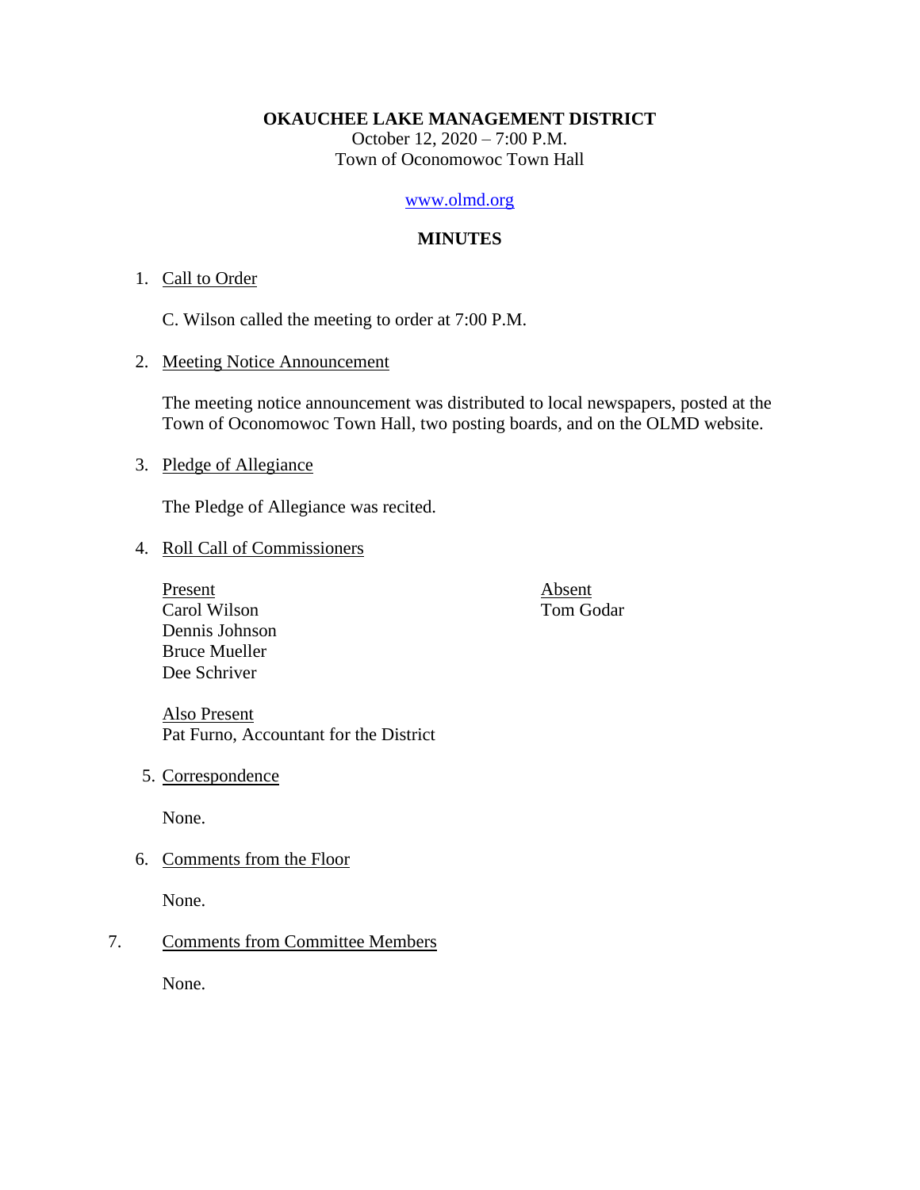**OKAUCHEE LAKE MANAGEMENT DISTRICT**
October 12, 2020 – 7:00 P.M.
Town of Oconomowoc Town Hall

www.olmd.org

**MINUTES**

1. Call to Order

   C. Wilson called the meeting to order at 7:00 P.M.

2. Meeting Notice Announcement

   The meeting notice announcement was distributed to local newspapers, posted at the Town of Oconomowoc Town Hall, two posting boards, and on the OLMD website.

3. Pledge of Allegiance

   The Pledge of Allegiance was recited.

4. Roll Call of Commissioners

   | Present | Absent |
   | --- | --- |
   | Carol Wilson | Tom Godar |
   | Dennis Johnson | |
   | Bruce Mueller | |
   | Dee Schriver | |

   Also Present
   Pat Furno, Accountant for the District

5. Correspondence

   None.

6. Comments from the Floor

   None.

7. Comments from Committee Members

   None.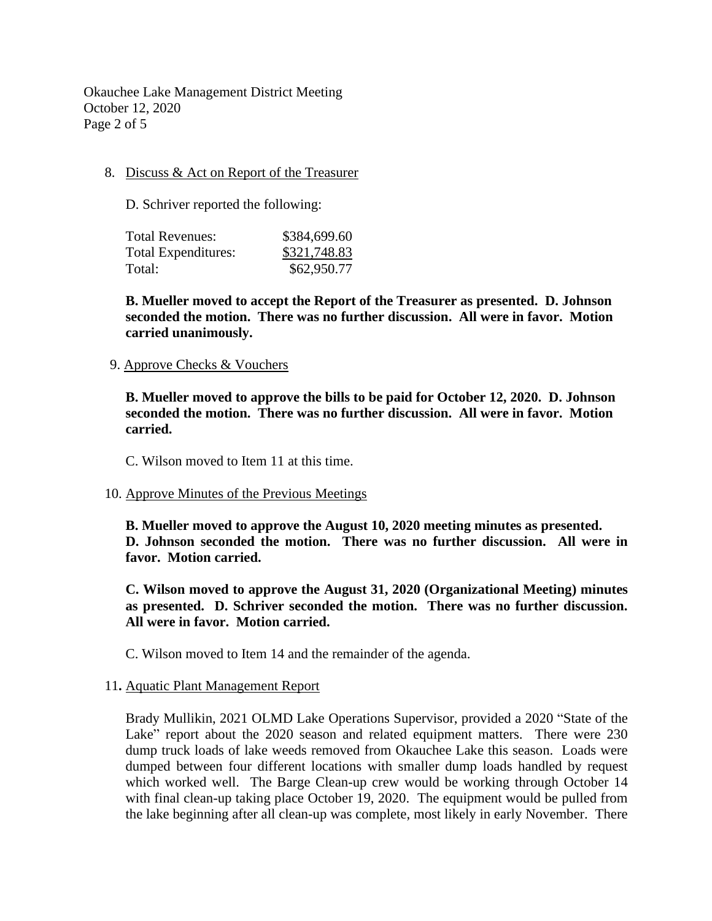8. Discuss & Act on Report of the Treasurer

   D. Schriver reported the following:

   | | |
   |---|---|
   | Total Revenues: | \$384,699.60 |
   | Total Expenditures: | \$321,748.83 |
   | Total: | \$62,950.77 |

   **B. Mueller moved to accept the Report of the Treasurer as presented. D. Johnson seconded the motion. There was no further discussion. All were in favor. Motion carried unanimously.**

9. Approve Checks & Vouchers

   **B. Mueller moved to approve the bills to be paid for October 12, 2020. D. Johnson seconded the motion. There was no further discussion. All were in favor. Motion carried.**

   C. Wilson moved to Item 11 at this time.

10. Approve Minutes of the Previous Meetings

    **B. Mueller moved to approve the August 10, 2020 meeting minutes as presented. D. Johnson seconded the motion. There was no further discussion. All were in favor. Motion carried.**

    **C. Wilson moved to approve the August 31, 2020 (Organizational Meeting) minutes as presented. D. Schriver seconded the motion. There was no further discussion. All were in favor. Motion carried.**

    C. Wilson moved to Item 14 and the remainder of the agenda.

11. Aquatic Plant Management Report

    Brady Mullikin, 2021 OLMD Lake Operations Supervisor, provided a 2020 "State of the Lake" report about the 2020 season and related equipment matters. There were 230 dump truck loads of lake weeds removed from Okauchee Lake this season. Loads were dumped between four different locations with smaller dump loads handled by request which worked well. The Barge Clean-up crew would be working through October 14 with final clean-up taking place October 19, 2020. The equipment would be pulled from the lake beginning after all clean-up was complete, most likely in early November. There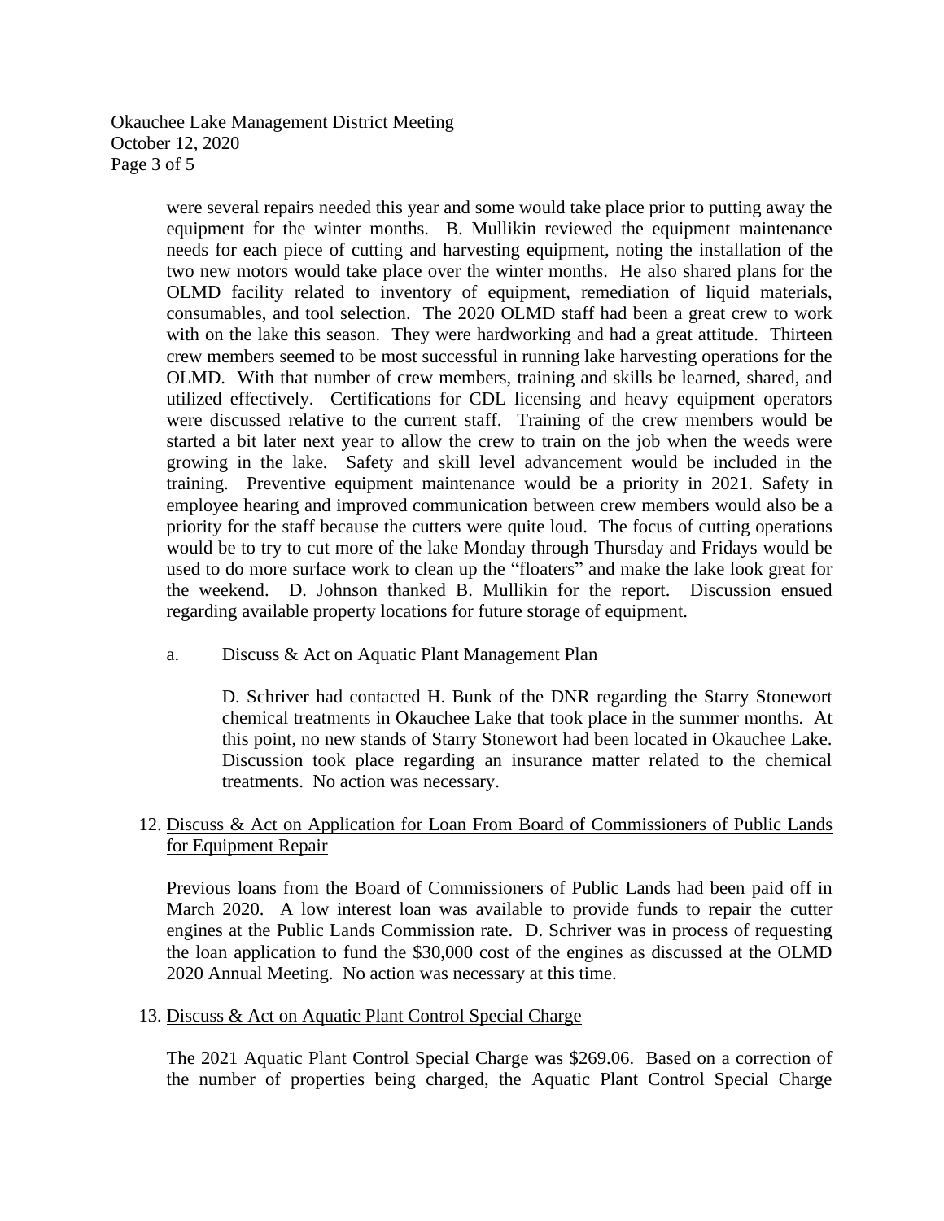were several repairs needed this year and some would take place prior to putting away the equipment for the winter months. B. Mullikin reviewed the equipment maintenance needs for each piece of cutting and harvesting equipment, noting the installation of the two new motors would take place over the winter months. He also shared plans for the OLMD facility related to inventory of equipment, remediation of liquid materials, consumables, and tool selection. The 2020 OLMD staff had been a great crew to work with on the lake this season. They were hardworking and had a great attitude. Thirteen crew members seemed to be most successful in running lake harvesting operations for the OLMD. With that number of crew members, training and skills be learned, shared, and utilized effectively. Certifications for CDL licensing and heavy equipment operators were discussed relative to the current staff. Training of the crew members would be started a bit later next year to allow the crew to train on the job when the weeds were growing in the lake. Safety and skill level advancement would be included in the training. Preventive equipment maintenance would be a priority in 2021. Safety in employee hearing and improved communication between crew members would also be a priority for the staff because the cutters were quite loud. The focus of cutting operations would be to try to cut more of the lake Monday through Thursday and Fridays would be used to do more surface work to clean up the "floaters" and make the lake look great for the weekend. D. Johnson thanked B. Mullikin for the report. Discussion ensued regarding available property locations for future storage of equipment.

a. Discuss & Act on Aquatic Plant Management Plan

D. Schriver had contacted H. Bunk of the DNR regarding the Starry Stonewort chemical treatments in Okauchee Lake that took place in the summer months. At this point, no new stands of Starry Stonewort had been located in Okauchee Lake. Discussion took place regarding an insurance matter related to the chemical treatments. No action was necessary.

12. Discuss & Act on Application for Loan From Board of Commissioners of Public Lands for Equipment Repair

Previous loans from the Board of Commissioners of Public Lands had been paid off in March 2020. A low interest loan was available to provide funds to repair the cutter engines at the Public Lands Commission rate. D. Schriver was in process of requesting the loan application to fund the $30,000 cost of the engines as discussed at the OLMD 2020 Annual Meeting. No action was necessary at this time.

13. Discuss & Act on Aquatic Plant Control Special Charge

The 2021 Aquatic Plant Control Special Charge was $269.06. Based on a correction of the number of properties being charged, the Aquatic Plant Control Special Charge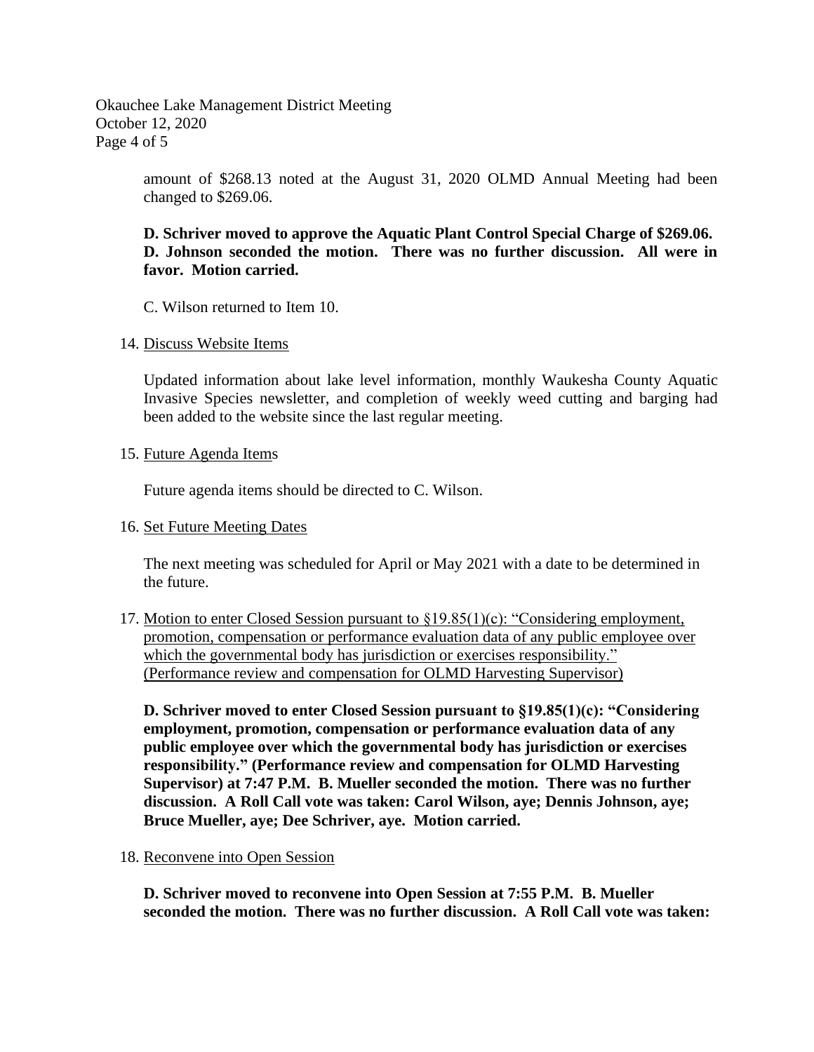amount of \$268.13 noted at the August 31, 2020 OLMD Annual Meeting had been changed to \$269.06.

**D. Schriver moved to approve the Aquatic Plant Control Special Charge of \$269.06. D. Johnson seconded the motion. There was no further discussion. All were in favor. Motion carried.**

C. Wilson returned to Item 10.

14. Discuss Website Items

Updated information about lake level information, monthly Waukesha County Aquatic Invasive Species newsletter, and completion of weekly weed cutting and barging had been added to the website since the last regular meeting.

15. Future Agenda Items

Future agenda items should be directed to C. Wilson.

16. Set Future Meeting Dates

The next meeting was scheduled for April or May 2021 with a date to be determined in the future.

17. Motion to enter Closed Session pursuant to §19.85(1)(c): "Considering employment, promotion, compensation or performance evaluation data of any public employee over which the governmental body has jurisdiction or exercises responsibility." (Performance review and compensation for OLMD Harvesting Supervisor)

**D. Schriver moved to enter Closed Session pursuant to §19.85(1)(c): "Considering employment, promotion, compensation or performance evaluation data of any public employee over which the governmental body has jurisdiction or exercises responsibility." (Performance review and compensation for OLMD Harvesting Supervisor) at 7:47 P.M. B. Mueller seconded the motion. There was no further discussion. A Roll Call vote was taken: Carol Wilson, aye; Dennis Johnson, aye; Bruce Mueller, aye; Dee Schriver, aye. Motion carried.**

18. Reconvene into Open Session

**D. Schriver moved to reconvene into Open Session at 7:55 P.M. B. Mueller seconded the motion. There was no further discussion. A Roll Call vote was taken:**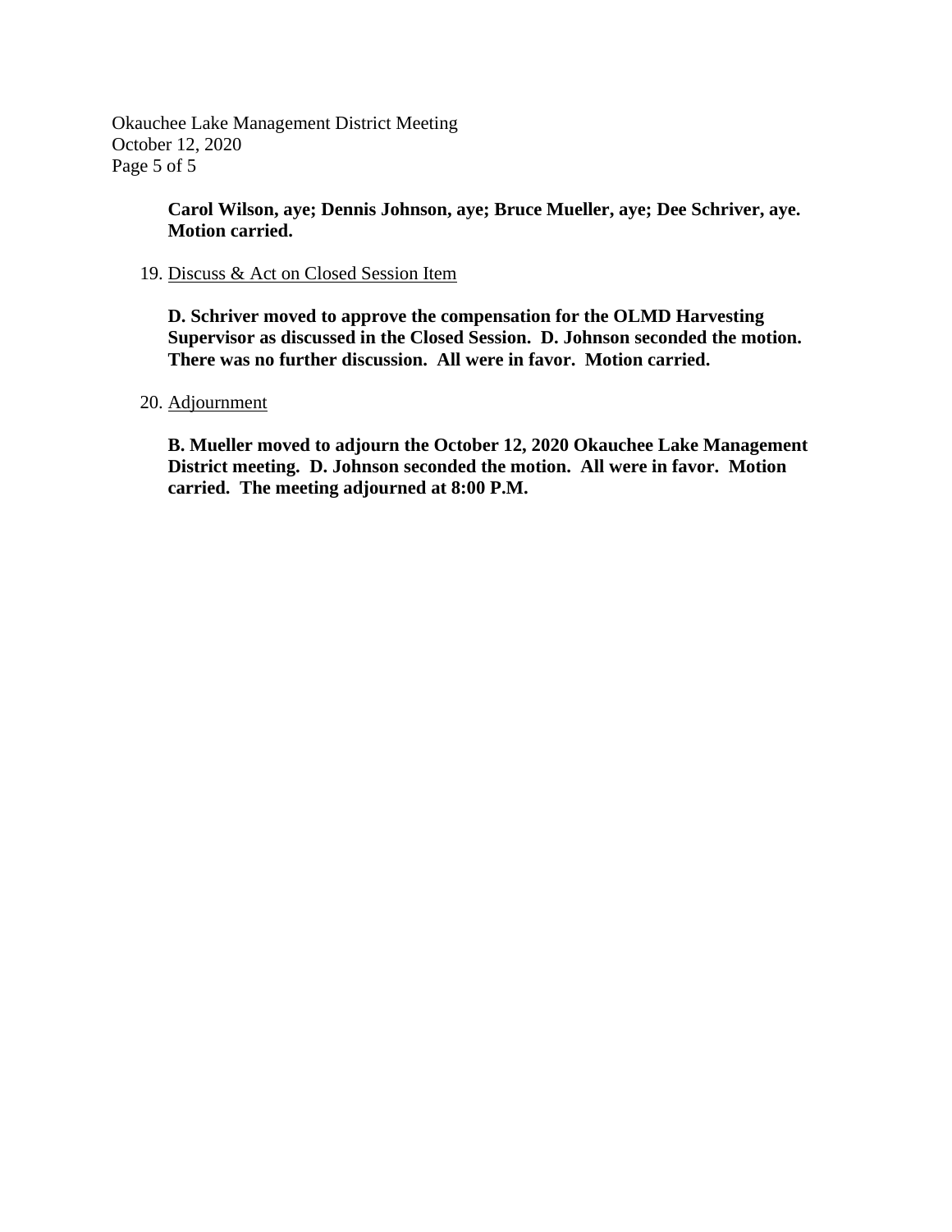**Carol Wilson, aye; Dennis Johnson, aye; Bruce Mueller, aye; Dee Schriver, aye. Motion carried.**

19. Discuss & Act on Closed Session Item

    **D. Schriver moved to approve the compensation for the OLMD Harvesting Supervisor as discussed in the Closed Session. D. Johnson seconded the motion. There was no further discussion. All were in favor. Motion carried.**

20. Adjournment

    **B. Mueller moved to adjourn the October 12, 2020 Okauchee Lake Management District meeting. D. Johnson seconded the motion. All were in favor. Motion carried. The meeting adjourned at 8:00 P.M.**